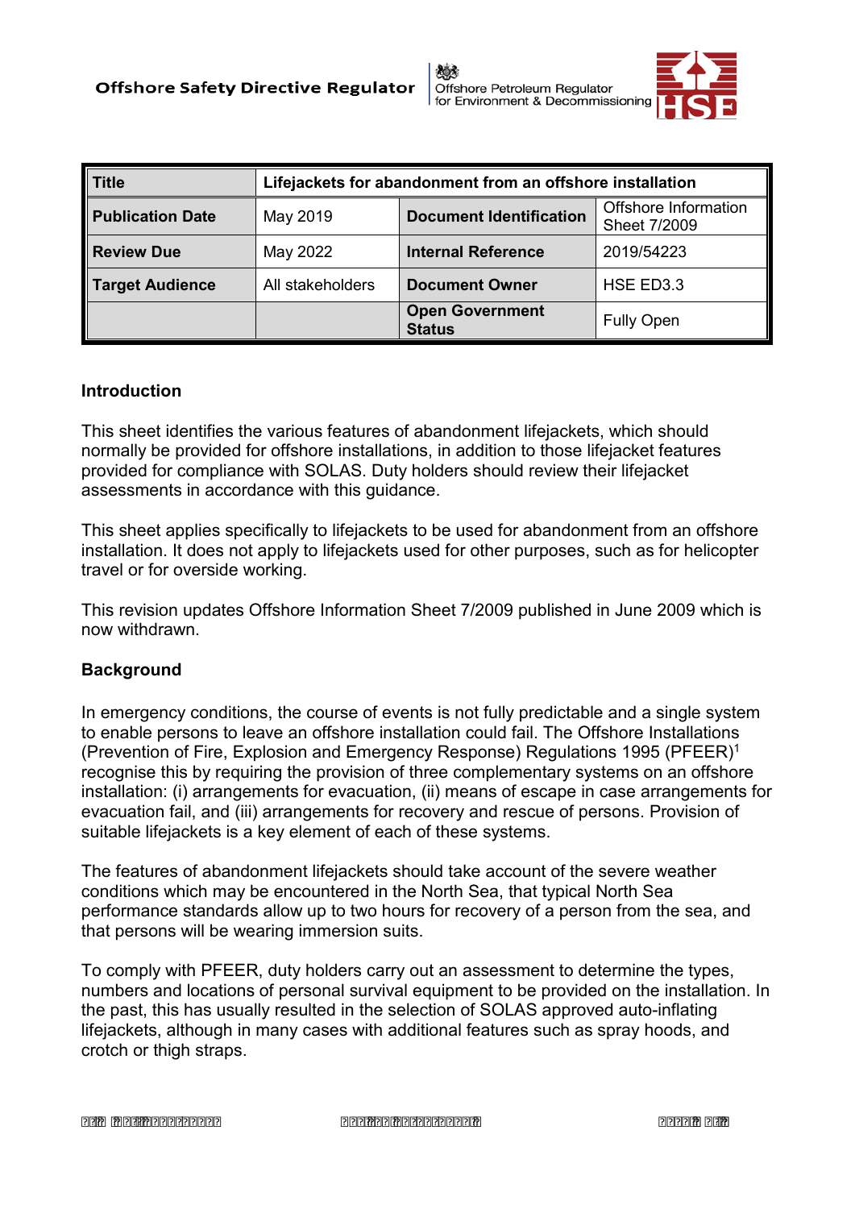Offshore Safety Directive Regulator

Offshore Petroleum Regulator for Environment & Decommissioning

| Title | Lifejackets for abandonment from an offshore installation | | |
|---|---|---|---|
| Publication Date | May 2019 | Document Identification | Offshore Information Sheet 7/2009 |
| Review Due | May 2022 | Internal Reference | 2019/54223 |
| Target Audience | All stakeholders | Document Owner | HSE ED3.3 |
| | | Open Government Status | Fully Open |

## Introduction

This sheet identifies the various features of abandonment lifejackets, which should normally be provided for offshore installations, in addition to those lifejacket features provided for compliance with SOLAS. Duty holders should review their lifejacket assessments in accordance with this guidance.

This sheet applies specifically to lifejackets to be used for abandonment from an offshore installation. It does not apply to lifejackets used for other purposes, such as for helicopter travel or for overside working.

This revision updates Offshore Information Sheet 7/2009 published in June 2009 which is now withdrawn.

## Background

In emergency conditions, the course of events is not fully predictable and a single system to enable persons to leave an offshore installation could fail. The Offshore Installations (Prevention of Fire, Explosion and Emergency Response) Regulations 1995 (PFEER)[1] recognise this by requiring the provision of three complementary systems on an offshore installation: (i) arrangements for evacuation, (ii) means of escape in case arrangements for evacuation fail, and (iii) arrangements for recovery and rescue of persons. Provision of suitable lifejackets is a key element of each of these systems.

The features of abandonment lifejackets should take account of the severe weather conditions which may be encountered in the North Sea, that typical North Sea performance standards allow up to two hours for recovery of a person from the sea, and that persons will be wearing immersion suits.

To comply with PFEER, duty holders carry out an assessment to determine the types, numbers and locations of personal survival equipment to be provided on the installation. In the past, this has usually resulted in the selection of SOLAS approved auto-inflating lifejackets, although in many cases with additional features such as spray hoods, and crotch or thigh straps.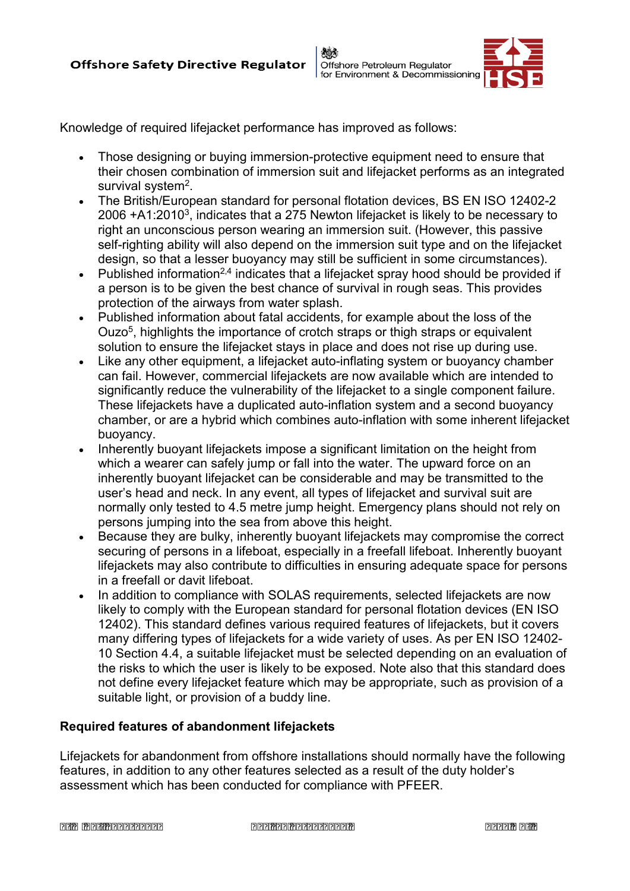Knowledge of required lifejacket performance has improved as follows:

- Those designing or buying immersion-protective equipment need to ensure that their chosen combination of immersion suit and lifejacket performs as an integrated survival system[2].
- The British/European standard for personal flotation devices, BS EN ISO 12402-2 2006 +A1:2010[3], indicates that a 275 Newton lifejacket is likely to be necessary to right an unconscious person wearing an immersion suit. (However, this passive self-righting ability will also depend on the immersion suit type and on the lifejacket design, so that a lesser buoyancy may still be sufficient in some circumstances).
- Published information[2,4] indicates that a lifejacket spray hood should be provided if a person is to be given the best chance of survival in rough seas. This provides protection of the airways from water splash.
- Published information about fatal accidents, for example about the loss of the Ouzo[5], highlights the importance of crotch straps or thigh straps or equivalent solution to ensure the lifejacket stays in place and does not rise up during use.
- Like any other equipment, a lifejacket auto-inflating system or buoyancy chamber can fail. However, commercial lifejackets are now available which are intended to significantly reduce the vulnerability of the lifejacket to a single component failure. These lifejackets have a duplicated auto-inflation system and a second buoyancy chamber, or are a hybrid which combines auto-inflation with some inherent lifejacket buoyancy.
- Inherently buoyant lifejackets impose a significant limitation on the height from which a wearer can safely jump or fall into the water. The upward force on an inherently buoyant lifejacket can be considerable and may be transmitted to the user's head and neck. In any event, all types of lifejacket and survival suit are normally only tested to 4.5 metre jump height. Emergency plans should not rely on persons jumping into the sea from above this height.
- Because they are bulky, inherently buoyant lifejackets may compromise the correct securing of persons in a lifeboat, especially in a freefall lifeboat. Inherently buoyant lifejackets may also contribute to difficulties in ensuring adequate space for persons in a freefall or davit lifeboat.
- In addition to compliance with SOLAS requirements, selected lifejackets are now likely to comply with the European standard for personal flotation devices (EN ISO 12402). This standard defines various required features of lifejackets, but it covers many differing types of lifejackets for a wide variety of uses. As per EN ISO 12402-10 Section 4.4, a suitable lifejacket must be selected depending on an evaluation of the risks to which the user is likely to be exposed. Note also that this standard does not define every lifejacket feature which may be appropriate, such as provision of a suitable light, or provision of a buddy line.

**Required features of abandonment lifejackets**

Lifejackets for abandonment from offshore installations should normally have the following features, in addition to any other features selected as a result of the duty holder's assessment which has been conducted for compliance with PFEER.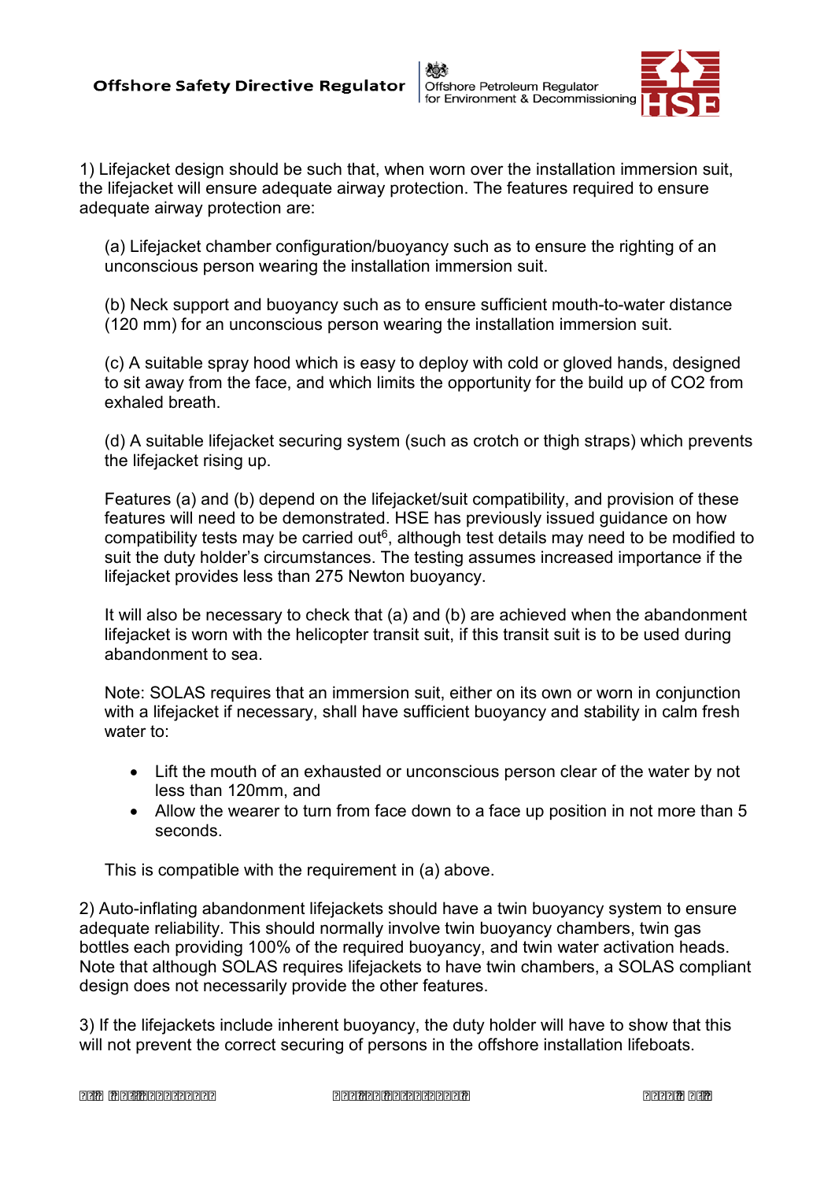1) Lifejacket design should be such that, when worn over the installation immersion suit, the lifejacket will ensure adequate airway protection. The features required to ensure adequate airway protection are:

(a) Lifejacket chamber configuration/buoyancy such as to ensure the righting of an unconscious person wearing the installation immersion suit.

(b) Neck support and buoyancy such as to ensure sufficient mouth-to-water distance (120 mm) for an unconscious person wearing the installation immersion suit.

(c) A suitable spray hood which is easy to deploy with cold or gloved hands, designed to sit away from the face, and which limits the opportunity for the build up of $CO_2$ from exhaled breath.

(d) A suitable lifejacket securing system (such as crotch or thigh straps) which prevents the lifejacket rising up.

Features (a) and (b) depend on the lifejacket/suit compatibility, and provision of these features will need to be demonstrated. HSE has previously issued guidance on how compatibility tests may be carried out[6], although test details may need to be modified to suit the duty holder's circumstances. The testing assumes increased importance if the lifejacket provides less than 275 Newton buoyancy.

It will also be necessary to check that (a) and (b) are achieved when the abandonment lifejacket is worn with the helicopter transit suit, if this transit suit is to be used during abandonment to sea.

Note: SOLAS requires that an immersion suit, either on its own or worn in conjunction with a lifejacket if necessary, shall have sufficient buoyancy and stability in calm fresh water to:

- Lift the mouth of an exhausted or unconscious person clear of the water by not less than 120mm, and
- Allow the wearer to turn from face down to a face up position in not more than 5 seconds.

This is compatible with the requirement in (a) above.

2) Auto-inflating abandonment lifejackets should have a twin buoyancy system to ensure adequate reliability. This should normally involve twin buoyancy chambers, twin gas bottles each providing 100% of the required buoyancy, and twin water activation heads. Note that although SOLAS requires lifejackets to have twin chambers, a SOLAS compliant design does not necessarily provide the other features.

3) If the lifejackets include inherent buoyancy, the duty holder will have to show that this will not prevent the correct securing of persons in the offshore installation lifeboats.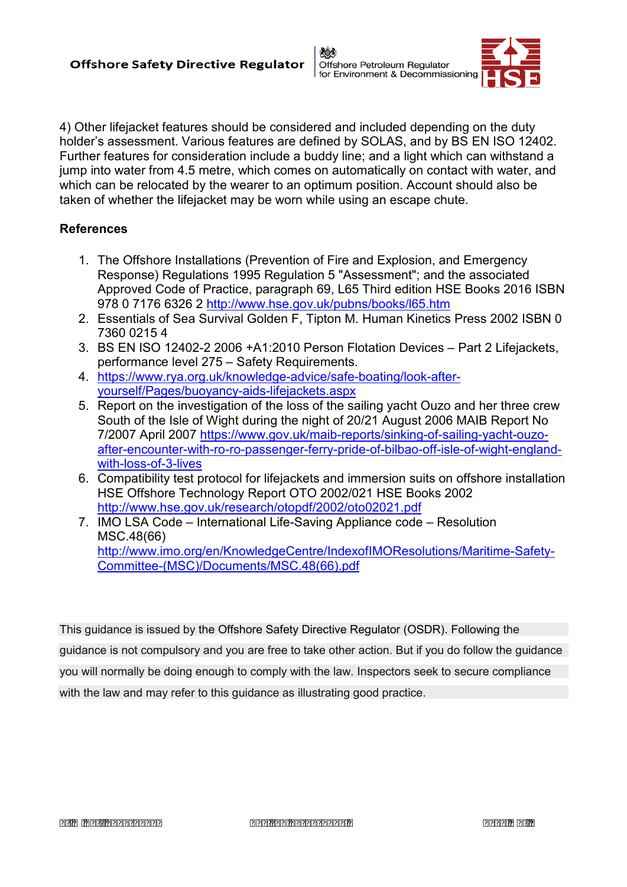4) Other lifejacket features should be considered and included depending on the duty holder's assessment. Various features are defined by SOLAS, and by BS EN ISO 12402. Further features for consideration include a buddy line; and a light which can withstand a jump into water from 4.5 metre, which comes on automatically on contact with water, and which can be relocated by the wearer to an optimum position. Account should also be taken of whether the lifejacket may be worn while using an escape chute.

**References**

1. The Offshore Installations (Prevention of Fire and Explosion, and Emergency Response) Regulations 1995 Regulation 5 "Assessment"; and the associated Approved Code of Practice, paragraph 69, L65 Third edition HSE Books 2016 ISBN 978 0 7176 6326 2 http://www.hse.gov.uk/pubns/books/l65.htm
2. Essentials of Sea Survival Golden F, Tipton M. Human Kinetics Press 2002 ISBN 0 7360 0215 4
3. BS EN ISO 12402-2 2006 +A1:2010 Person Flotation Devices – Part 2 Lifejackets, performance level 275 – Safety Requirements.
4. https://www.rya.org.uk/knowledge-advice/safe-boating/look-after-yourself/Pages/buoyancy-aids-lifejackets.aspx
5. Report on the investigation of the loss of the sailing yacht Ouzo and her three crew South of the Isle of Wight during the night of 20/21 August 2006 MAIB Report No 7/2007 April 2007 https://www.gov.uk/maib-reports/sinking-of-sailing-yacht-ouzo-after-encounter-with-ro-ro-passenger-ferry-pride-of-bilbao-off-isle-of-wight-england-with-loss-of-3-lives
6. Compatibility test protocol for lifejackets and immersion suits on offshore installation HSE Offshore Technology Report OTO 2002/021 HSE Books 2002 http://www.hse.gov.uk/research/otopdf/2002/oto02021.pdf
7. IMO LSA Code – International Life-Saving Appliance code – Resolution MSC.48(66) http://www.imo.org/en/KnowledgeCentre/IndexofIMOResolutions/Maritime-Safety-Committee-(MSC)/Documents/MSC.48(66).pdf

This guidance is issued by the Offshore Safety Directive Regulator (OSDR). Following the guidance is not compulsory and you are free to take other action. But if you do follow the guidance you will normally be doing enough to comply with the law. Inspectors seek to secure compliance with the law and may refer to this guidance as illustrating good practice.